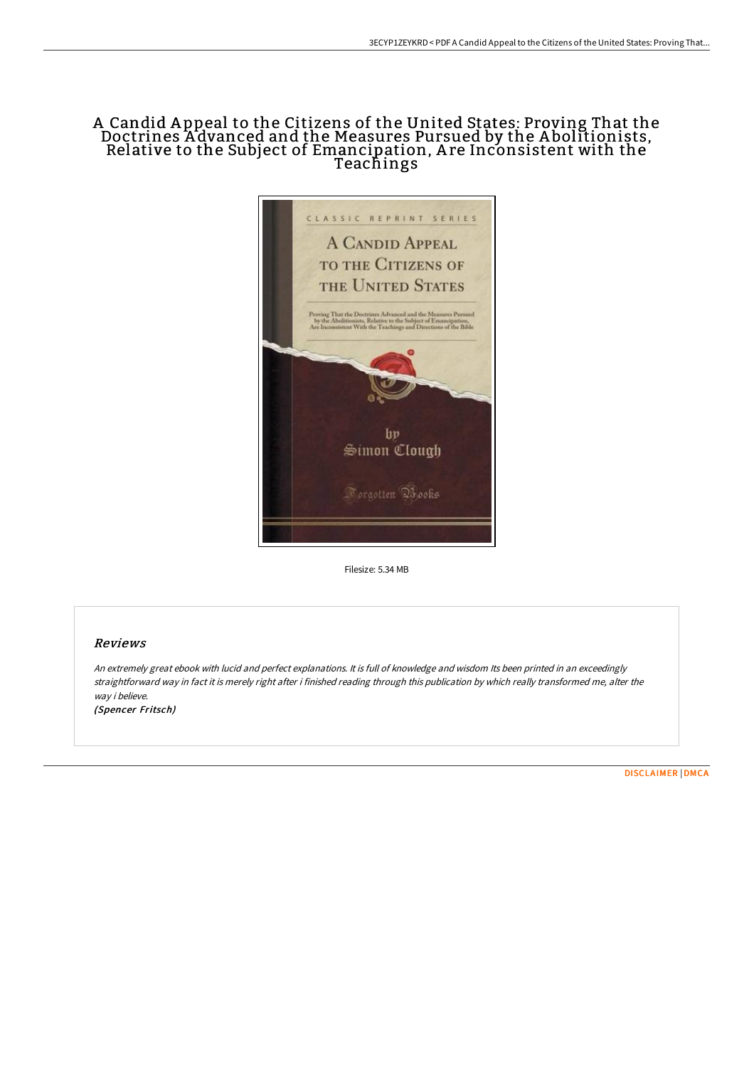# A Candid Appeal to the Citizens of the United States: Proving That the Doctrines Advanced and the Measures Pursued by the Abolitionists, Relative to the Subject of Emancipation, Are Inconsistent with the Teachings

Filesize: 5.34 MB

## Reviews

*An extremely great ebook with lucid and perfect explanations. It is full of knowledge and wisdom Its been printed in an exceedingly straightforward way in fact it is merely right after i finished reading through this publication by which really transformed me, alter the way i believe.*

*(Spencer Fritsch)*

DISCLAIMER | DMCA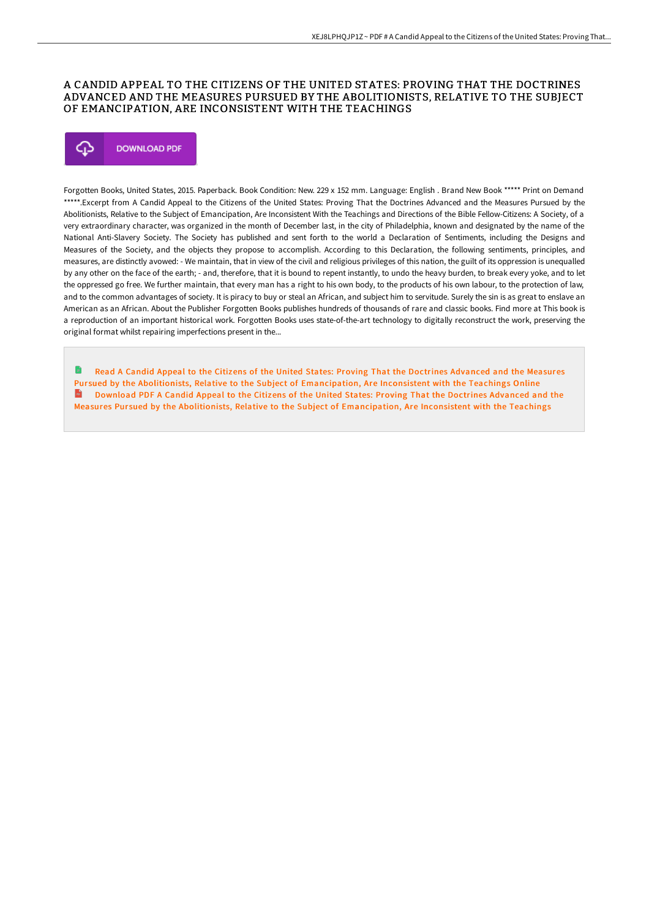# A CANDID APPEAL TO THE CITIZENS OF THE UNITED STATES: PROVING THAT THE DOCTRINES ADVANCED AND THE MEASURES PURSUED BY THE ABOLITIONISTS, RELATIVE TO THE SUBJECT OF EMANCIPATION, ARE INCONSISTENT WITH THE TEACHINGS

DOWNLOAD PDF

Forgotten Books, United States, 2015. Paperback. Book Condition: New. 229 x 152 mm. Language: English . Brand New Book ***** Print on Demand *****.Excerpt from A Candid Appeal to the Citizens of the United States: Proving That the Doctrines Advanced and the Measures Pursued by the Abolitionists, Relative to the Subject of Emancipation, Are Inconsistent With the Teachings and Directions of the Bible Fellow-Citizens: A Society, of a very extraordinary character, was organized in the month of December last, in the city of Philadelphia, known and designated by the name of the National Anti-Slavery Society. The Society has published and sent forth to the world a Declaration of Sentiments, including the Designs and Measures of the Society, and the objects they propose to accomplish. According to this Declaration, the following sentiments, principles, and measures, are distinctly avowed: - We maintain, that in view of the civil and religious privileges of this nation, the guilt of its oppression is unequalled by any other on the face of the earth; - and, therefore, that it is bound to repent instantly, to undo the heavy burden, to break every yoke, and to let the oppressed go free. We further maintain, that every man has a right to his own body, to the products of his own labour, to the protection of law, and to the common advantages of society. It is piracy to buy or steal an African, and subject him to servitude. Surely the sin is as great to enslave an American as an African. About the Publisher Forgotten Books publishes hundreds of thousands of rare and classic books. Find more at This book is a reproduction of an important historical work. Forgotten Books uses state-of-the-art technology to digitally reconstruct the work, preserving the original format whilst repairing imperfections present in the...

Read A Candid Appeal to the Citizens of the United States: Proving That the Doctrines Advanced and the Measures Pursued by the Abolitionists, Relative to the Subject of Emancipation, Are Inconsistent with the Teachings Online

Download PDF A Candid Appeal to the Citizens of the United States: Proving That the Doctrines Advanced and the Measures Pursued by the Abolitionists, Relative to the Subject of Emancipation, Are Inconsistent with the Teachings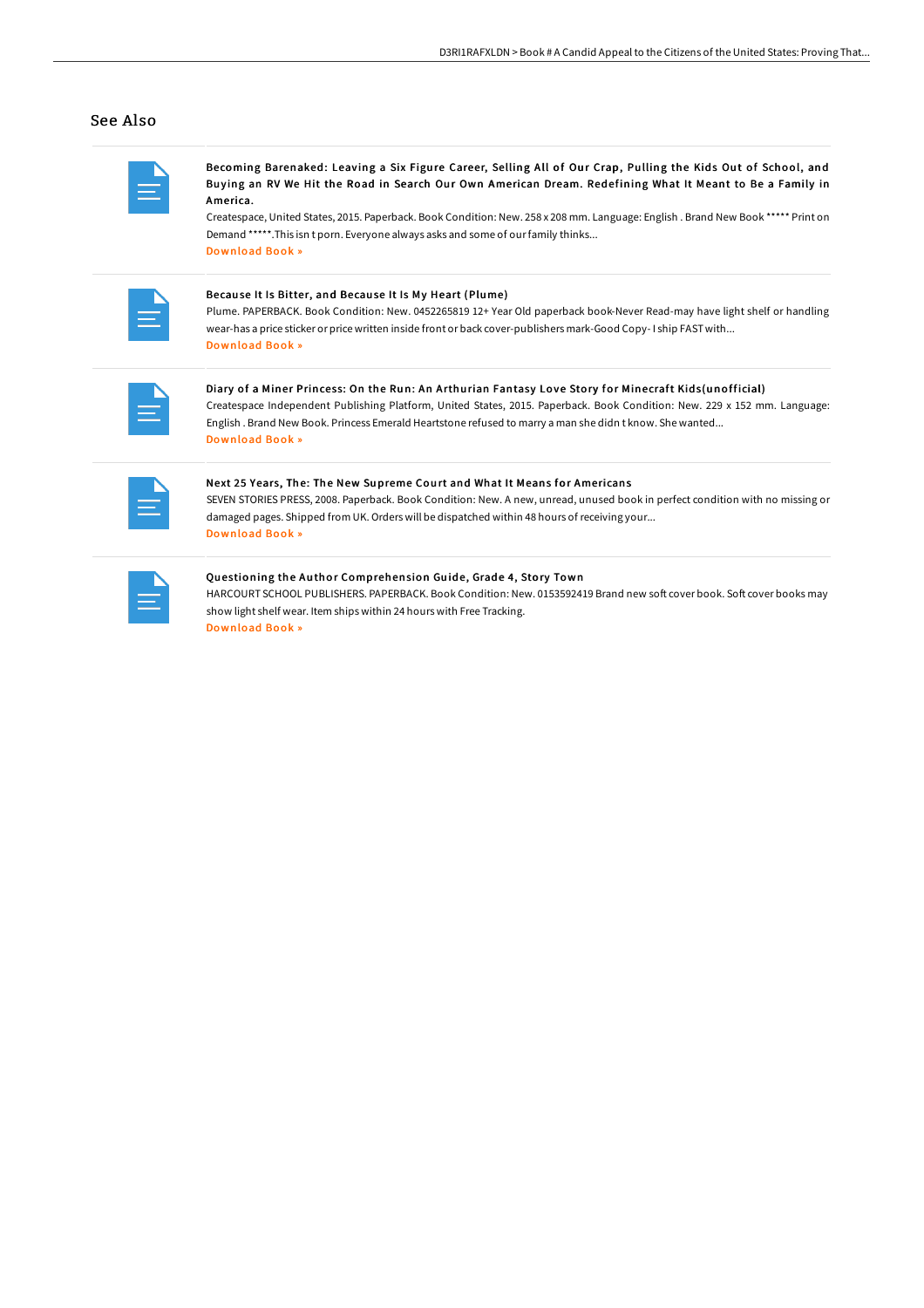## See Also

**Becoming Barenaked: Leaving a Six Figure Career, Selling All of Our Crap, Pulling the Kids Out of School, and Buying an RV We Hit the Road in Search Our Own American Dream. Redefining What It Meant to Be a Family in America.**

Createspace, United States, 2015. Paperback. Book Condition: New. 258 x 208 mm. Language: English . Brand New Book ***** Print on Demand *****.This isn t porn. Everyone always asks and some of our family thinks...

Download Book »

**Because It Is Bitter, and Because It Is My Heart (Plume)**

Plume. PAPERBACK. Book Condition: New. 0452265819 12+ Year Old paperback book-Never Read-may have light shelf or handling wear-has a price sticker or price written inside front or back cover-publishers mark-Good Copy- I ship FAST with...

Download Book »

**Diary of a Miner Princess: On the Run: An Arthurian Fantasy Love Story for Minecraft Kids(unofficial)**

Createspace Independent Publishing Platform, United States, 2015. Paperback. Book Condition: New. 229 x 152 mm. Language: English . Brand New Book. Princess Emerald Heartstone refused to marry a man she didn t know. She wanted...

Download Book »

**Next 25 Years, The: The New Supreme Court and What It Means for Americans**

SEVEN STORIES PRESS, 2008. Paperback. Book Condition: New. A new, unread, unused book in perfect condition with no missing or damaged pages. Shipped from UK. Orders will be dispatched within 48 hours of receiving your...

Download Book »

**Questioning the Author Comprehension Guide, Grade 4, Story Town**

HARCOURT SCHOOL PUBLISHERS. PAPERBACK. Book Condition: New. 0153592419 Brand new soft cover book. Soft cover books may show light shelf wear. Item ships within 24 hours with Free Tracking.

Download Book »